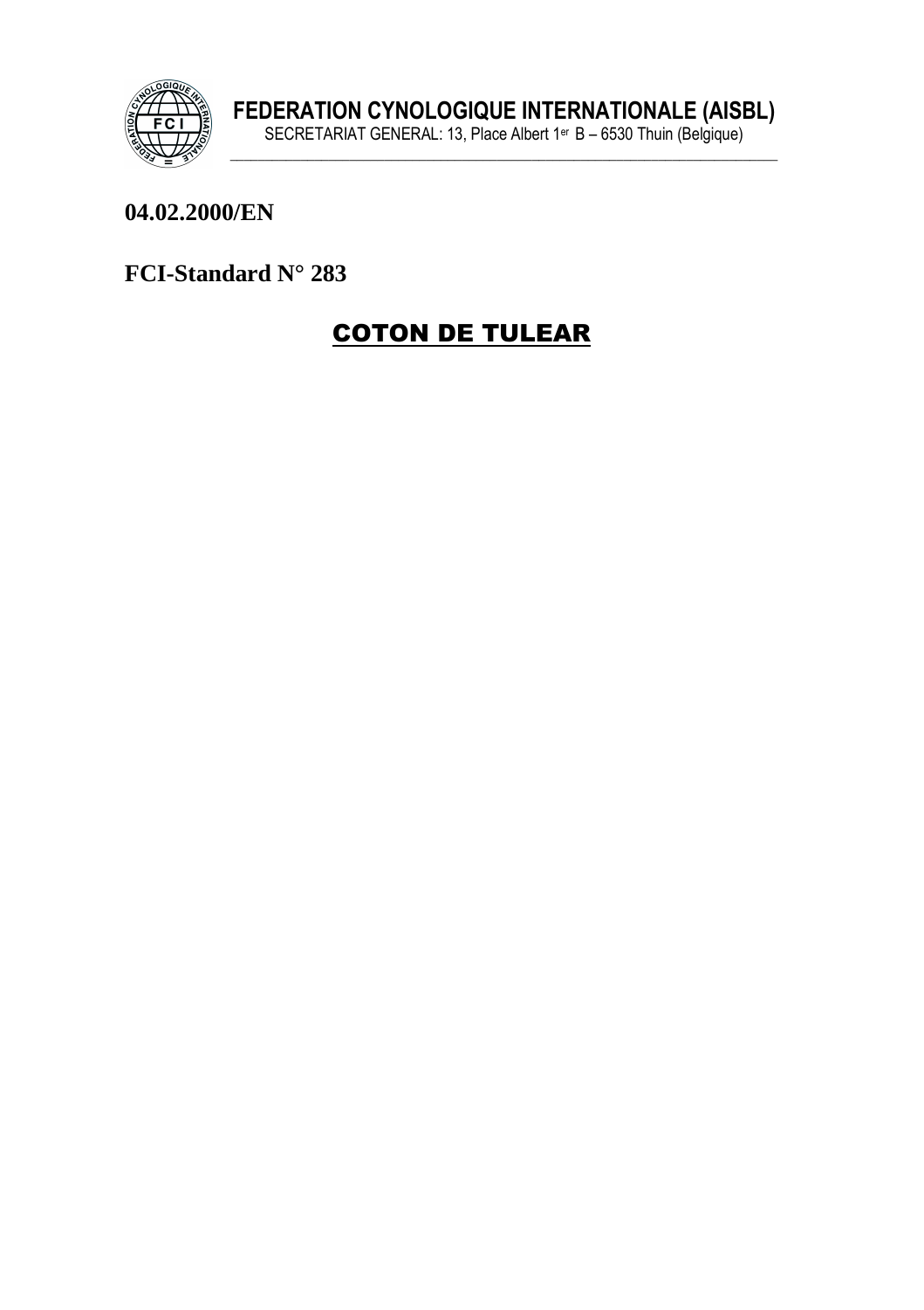**FEDERATION CYNOLOGIQUE INTERNATIONALE (AISBL)**
SECRETARIAT GENERAL: 13, Place Albert 1er B – 6530 Thuin (Belgique)

**04.02.2000/EN**

**FCI-Standard N° 283**

# COTON DE TULEAR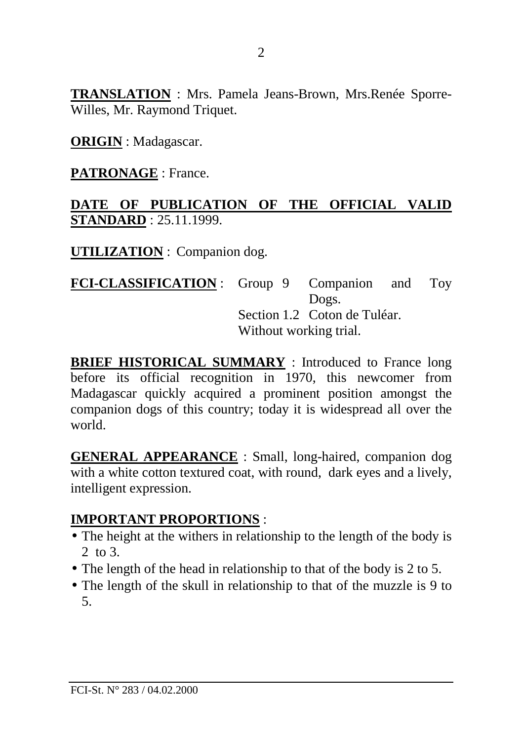**TRANSLATION** : Mrs. Pamela Jeans-Brown, Mrs.Renée Sporre-Willes, Mr. Raymond Triquet.

**ORIGIN** : Madagascar.

**PATRONAGE** : France.

**DATE OF PUBLICATION OF THE OFFICIAL VALID STANDARD** : 25.11.1999.

**UTILIZATION** : Companion dog.

**FCI-CLASSIFICATION** : Group 9 Companion and Toy Dogs.
Section 1.2 Coton de Tuléar.
Without working trial.

**BRIEF HISTORICAL SUMMARY** : Introduced to France long before its official recognition in 1970, this newcomer from Madagascar quickly acquired a prominent position amongst the companion dogs of this country; today it is widespread all over the world.

**GENERAL APPEARANCE** : Small, long-haired, companion dog with a white cotton textured coat, with round, dark eyes and a lively, intelligent expression.

**IMPORTANT PROPORTIONS** :

- The height at the withers in relationship to the length of the body is 2 to 3.
- The length of the head in relationship to that of the body is 2 to 5.
- The length of the skull in relationship to that of the muzzle is 9 to 5.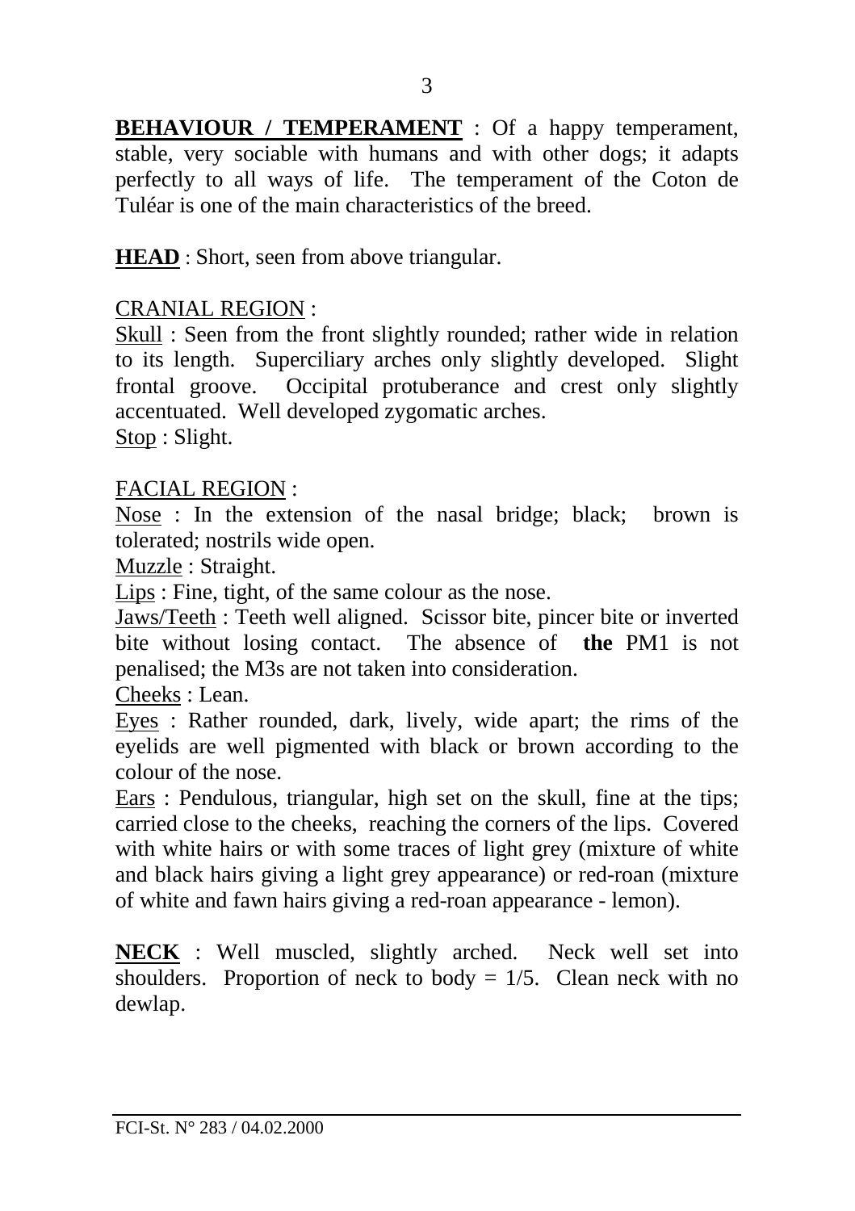**BEHAVIOUR / TEMPERAMENT** : Of a happy temperament, stable, very sociable with humans and with other dogs; it adapts perfectly to all ways of life. The temperament of the Coton de Tuléar is one of the main characteristics of the breed.

**HEAD** : Short, seen from above triangular.

CRANIAL REGION :

Skull : Seen from the front slightly rounded; rather wide in relation to its length. Superciliary arches only slightly developed. Slight frontal groove. Occipital protuberance and crest only slightly accentuated. Well developed zygomatic arches.

Stop : Slight.

FACIAL REGION :

Nose : In the extension of the nasal bridge; black; brown is tolerated; nostrils wide open.

Muzzle : Straight.

Lips : Fine, tight, of the same colour as the nose.

Jaws/Teeth : Teeth well aligned. Scissor bite, pincer bite or inverted bite without losing contact. The absence of **the** PM1 is not penalised; the M3s are not taken into consideration.

Cheeks : Lean.

Eyes : Rather rounded, dark, lively, wide apart; the rims of the eyelids are well pigmented with black or brown according to the colour of the nose.

Ears : Pendulous, triangular, high set on the skull, fine at the tips; carried close to the cheeks, reaching the corners of the lips. Covered with white hairs or with some traces of light grey (mixture of white and black hairs giving a light grey appearance) or red-roan (mixture of white and fawn hairs giving a red-roan appearance - lemon).

**NECK** : Well muscled, slightly arched. Neck well set into shoulders. Proportion of neck to body = 1/5. Clean neck with no dewlap.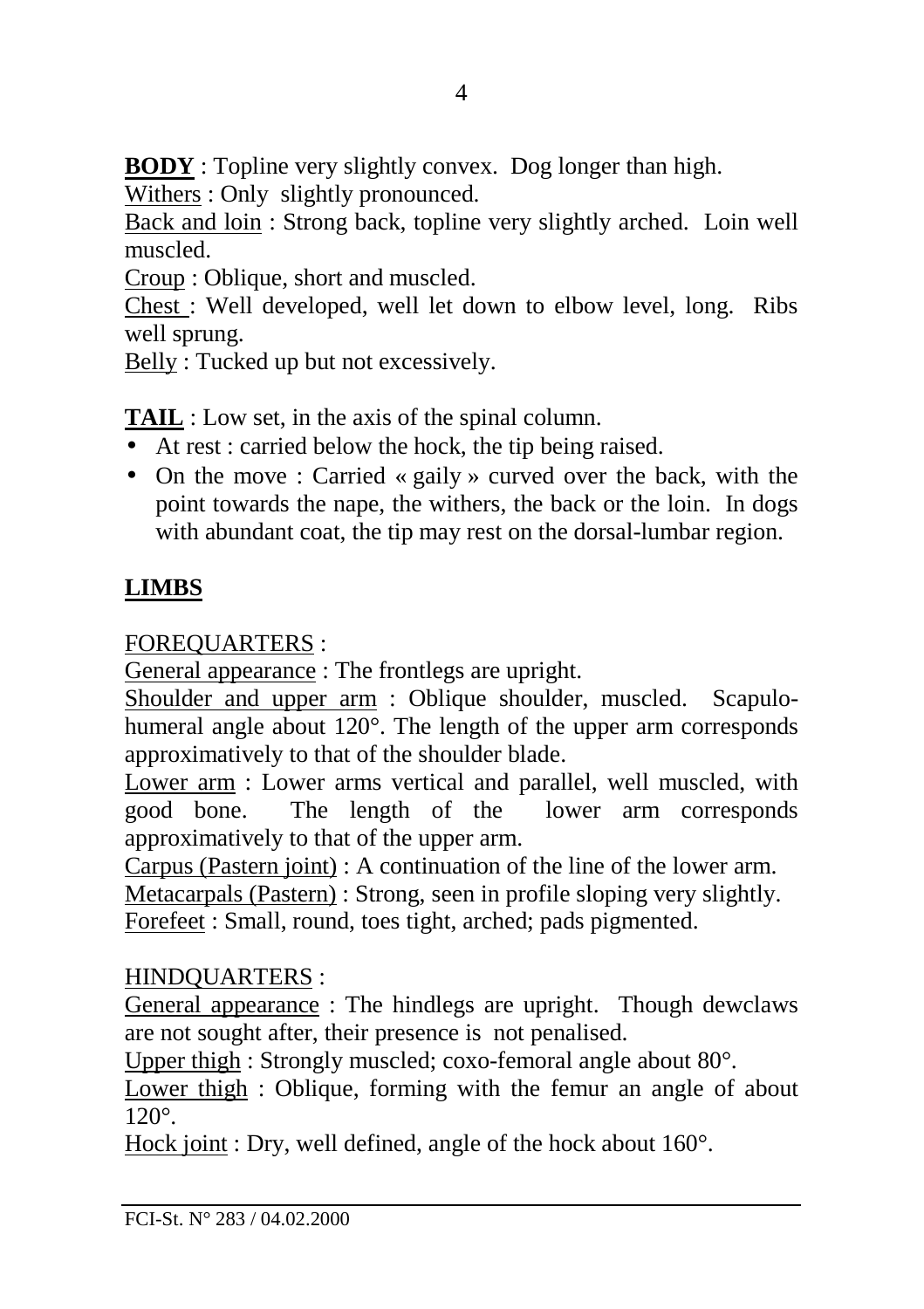**BODY** : Topline very slightly convex. Dog longer than high.
Withers : Only slightly pronounced.
Back and loin : Strong back, topline very slightly arched. Loin well muscled.
Croup : Oblique, short and muscled.
Chest : Well developed, well let down to elbow level, long. Ribs well sprung.
Belly : Tucked up but not excessively.

**TAIL** : Low set, in the axis of the spinal column.

- At rest : carried below the hock, the tip being raised.
- On the move : Carried « gaily » curved over the back, with the point towards the nape, the withers, the back or the loin. In dogs with abundant coat, the tip may rest on the dorsal-lumbar region.

**LIMBS**

FOREQUARTERS :
General appearance : The frontlegs are upright.
Shoulder and upper arm : Oblique shoulder, muscled. Scapulo-humeral angle about 120°. The length of the upper arm corresponds approximatively to that of the shoulder blade.
Lower arm : Lower arms vertical and parallel, well muscled, with good bone. The length of the lower arm corresponds approximatively to that of the upper arm.
Carpus (Pastern joint) : A continuation of the line of the lower arm.
Metacarpals (Pastern) : Strong, seen in profile sloping very slightly.
Forefeet : Small, round, toes tight, arched; pads pigmented.

HINDQUARTERS :
General appearance : The hindlegs are upright. Though dewclaws are not sought after, their presence is not penalised.
Upper thigh : Strongly muscled; coxo-femoral angle about 80°.
Lower thigh : Oblique, forming with the femur an angle of about 120°.
Hock joint : Dry, well defined, angle of the hock about 160°.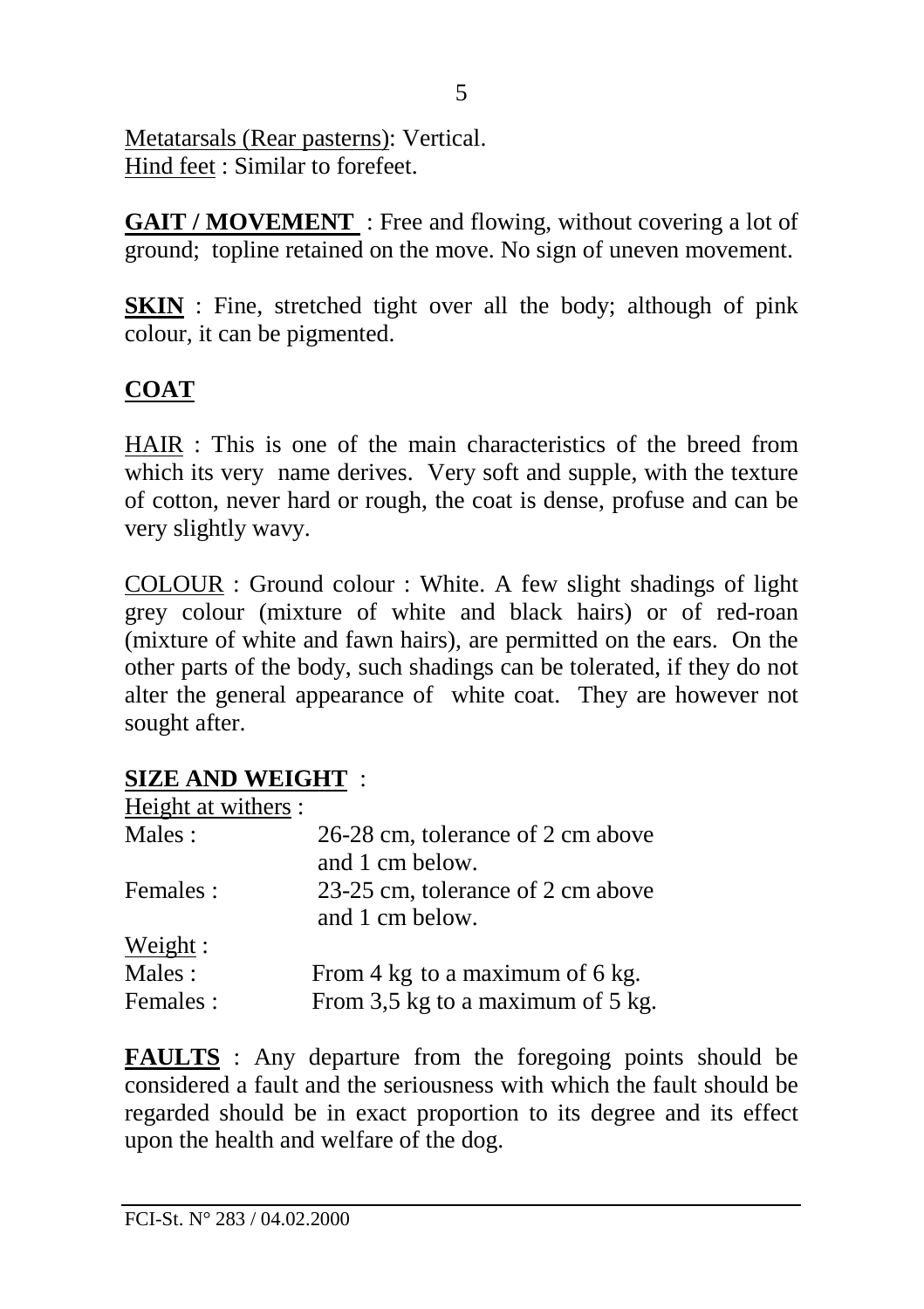Metatarsals (Rear pasterns): Vertical.
Hind feet : Similar to forefeet.

**GAIT / MOVEMENT** : Free and flowing, without covering a lot of ground; topline retained on the move. No sign of uneven movement.

**SKIN** : Fine, stretched tight over all the body; although of pink colour, it can be pigmented.

**COAT**

HAIR : This is one of the main characteristics of the breed from which its very name derives. Very soft and supple, with the texture of cotton, never hard or rough, the coat is dense, profuse and can be very slightly wavy.

COLOUR : Ground colour : White. A few slight shadings of light grey colour (mixture of white and black hairs) or of red-roan (mixture of white and fawn hairs), are permitted on the ears. On the other parts of the body, such shadings can be tolerated, if they do not alter the general appearance of white coat. They are however not sought after.

**SIZE AND WEIGHT** :

Height at withers :

| | |
|---|---|
| Males : | 26-28 cm, tolerance of 2 cm above and 1 cm below. |
| Females : | 23-25 cm, tolerance of 2 cm above and 1 cm below. |

Weight :

| | |
|---|---|
| Males : | From 4 kg to a maximum of 6 kg. |
| Females : | From 3,5 kg to a maximum of 5 kg. |

**FAULTS** : Any departure from the foregoing points should be considered a fault and the seriousness with which the fault should be regarded should be in exact proportion to its degree and its effect upon the health and welfare of the dog.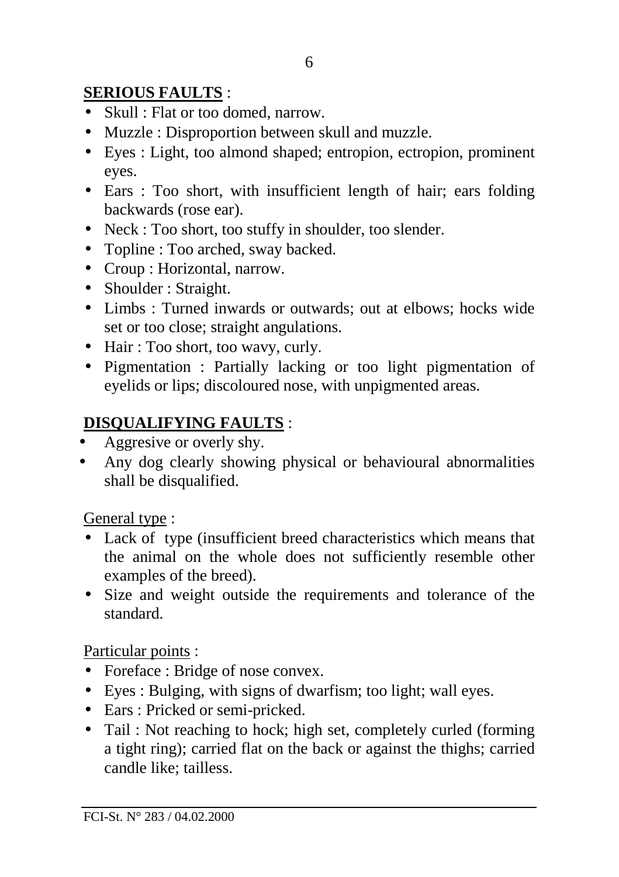**SERIOUS FAULTS** :

- Skull : Flat or too domed, narrow.
- Muzzle : Disproportion between skull and muzzle.
- Eyes : Light, too almond shaped; entropion, ectropion, prominent eyes.
- Ears : Too short, with insufficient length of hair; ears folding backwards (rose ear).
- Neck : Too short, too stuffy in shoulder, too slender.
- Topline : Too arched, sway backed.
- Croup : Horizontal, narrow.
- Shoulder : Straight.
- Limbs : Turned inwards or outwards; out at elbows; hocks wide set or too close; straight angulations.
- Hair : Too short, too wavy, curly.
- Pigmentation : Partially lacking or too light pigmentation of eyelids or lips; discoloured nose, with unpigmented areas.

**DISQUALIFYING FAULTS** :

- Aggresive or overly shy.
- Any dog clearly showing physical or behavioural abnormalities shall be disqualified.

General type :

- Lack of type (insufficient breed characteristics which means that the animal on the whole does not sufficiently resemble other examples of the breed).
- Size and weight outside the requirements and tolerance of the standard.

Particular points :

- Foreface : Bridge of nose convex.
- Eyes : Bulging, with signs of dwarfism; too light; wall eyes.
- Ears : Pricked or semi-pricked.
- Tail : Not reaching to hock; high set, completely curled (forming a tight ring); carried flat on the back or against the thighs; carried candle like; tailless.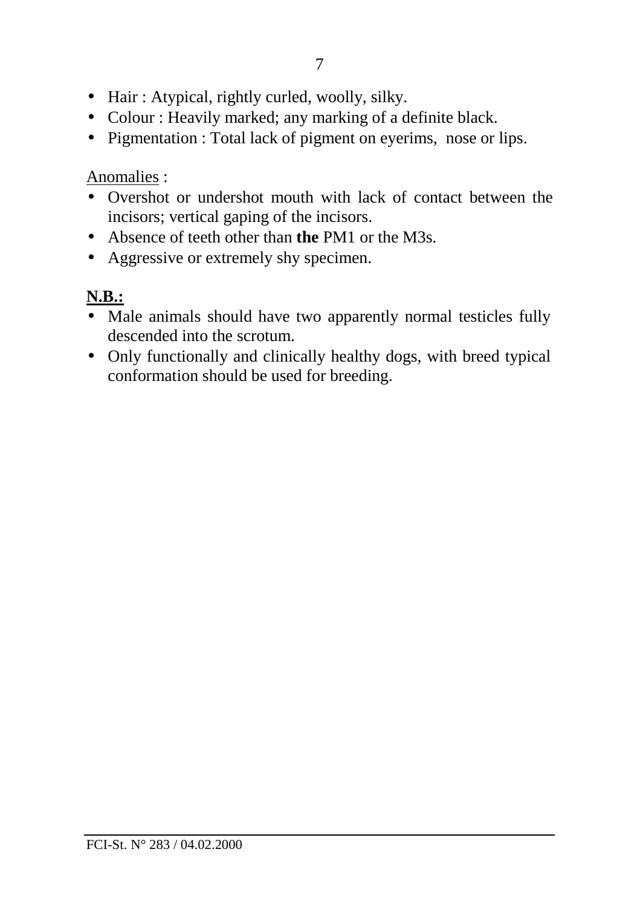- Hair : Atypical, rightly curled, woolly, silky.
- Colour : Heavily marked; any marking of a definite black.
- Pigmentation : Total lack of pigment on eyerims, nose or lips.

Anomalies :

- Overshot or undershot mouth with lack of contact between the incisors; vertical gaping of the incisors.
- Absence of teeth other than **the** PM1 or the M3s.
- Aggressive or extremely shy specimen.

**N.B.:**

- Male animals should have two apparently normal testicles fully descended into the scrotum.
- Only functionally and clinically healthy dogs, with breed typical conformation should be used for breeding.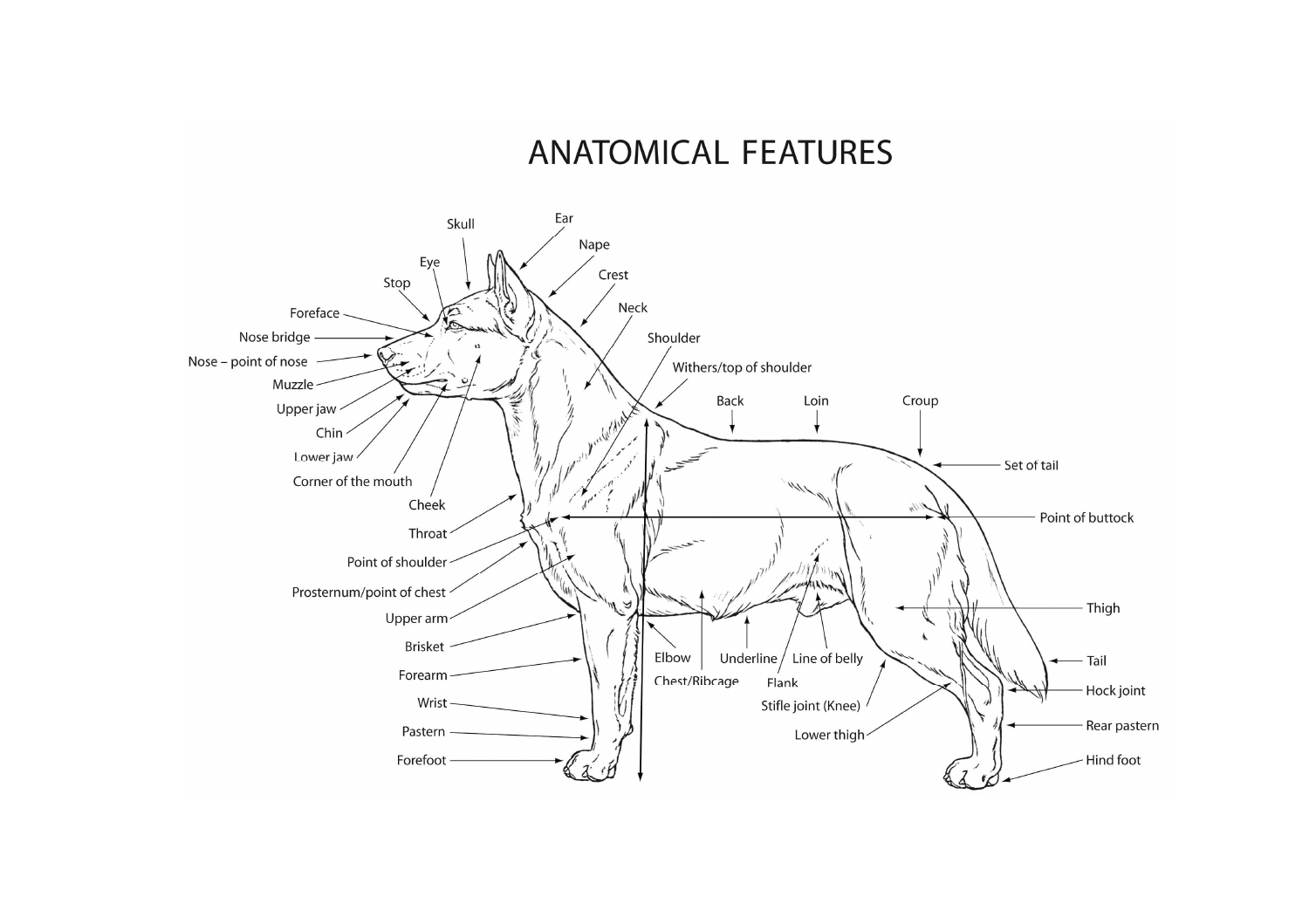# ANATOMICAL FEATURES

Skull
Ear
Nape
Eye
Stop
Crest
Neck
Foreface
Nose bridge
Nose – point of nose
Shoulder
Withers/top of shoulder
Muzzle
Upper jaw
Back
Loin
Croup
Chin
Lower jaw
Set of tail
Corner of the mouth
Cheek
Point of buttock
Throat
Point of shoulder
Prosternum/point of chest
Thigh
Upper arm
Brisket
Elbow
Underline
Line of belly
Tail
Forearm
Chest/Ribcage
Flank
Hock joint
Wrist
Stifle joint (Knee)
Pastern
Rear pastern
Lower thigh
Forefoot
Hind foot